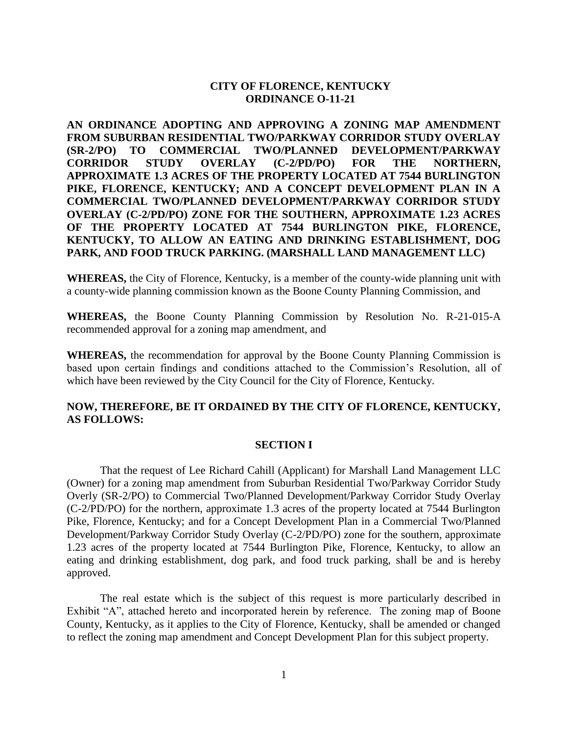**CITY OF FLORENCE, KENTUCKY**
**ORDINANCE O-11-21**

**AN ORDINANCE ADOPTING AND APPROVING A ZONING MAP AMENDMENT FROM SUBURBAN RESIDENTIAL TWO/PARKWAY CORRIDOR STUDY OVERLAY (SR-2/PO) TO COMMERCIAL TWO/PLANNED DEVELOPMENT/PARKWAY CORRIDOR STUDY OVERLAY (C-2/PD/PO) FOR THE NORTHERN, APPROXIMATE 1.3 ACRES OF THE PROPERTY LOCATED AT 7544 BURLINGTON PIKE, FLORENCE, KENTUCKY; AND A CONCEPT DEVELOPMENT PLAN IN A COMMERCIAL TWO/PLANNED DEVELOPMENT/PARKWAY CORRIDOR STUDY OVERLAY (C-2/PD/PO) ZONE FOR THE SOUTHERN, APPROXIMATE 1.23 ACRES OF THE PROPERTY LOCATED AT 7544 BURLINGTON PIKE, FLORENCE, KENTUCKY, TO ALLOW AN EATING AND DRINKING ESTABLISHMENT, DOG PARK, AND FOOD TRUCK PARKING. (MARSHALL LAND MANAGEMENT LLC)**

**WHEREAS,** the City of Florence, Kentucky, is a member of the county-wide planning unit with a county-wide planning commission known as the Boone County Planning Commission, and

**WHEREAS,** the Boone County Planning Commission by Resolution No. R-21-015-A recommended approval for a zoning map amendment, and

**WHEREAS,** the recommendation for approval by the Boone County Planning Commission is based upon certain findings and conditions attached to the Commission's Resolution, all of which have been reviewed by the City Council for the City of Florence, Kentucky.

**NOW, THEREFORE, BE IT ORDAINED BY THE CITY OF FLORENCE, KENTUCKY, AS FOLLOWS:**

**SECTION I**

That the request of Lee Richard Cahill (Applicant) for Marshall Land Management LLC (Owner) for a zoning map amendment from Suburban Residential Two/Parkway Corridor Study Overly (SR-2/PO) to Commercial Two/Planned Development/Parkway Corridor Study Overlay (C-2/PD/PO) for the northern, approximate 1.3 acres of the property located at 7544 Burlington Pike, Florence, Kentucky; and for a Concept Development Plan in a Commercial Two/Planned Development/Parkway Corridor Study Overlay (C-2/PD/PO) zone for the southern, approximate 1.23 acres of the property located at 7544 Burlington Pike, Florence, Kentucky, to allow an eating and drinking establishment, dog park, and food truck parking, shall be and is hereby approved.

The real estate which is the subject of this request is more particularly described in Exhibit "A", attached hereto and incorporated herein by reference. The zoning map of Boone County, Kentucky, as it applies to the City of Florence, Kentucky, shall be amended or changed to reflect the zoning map amendment and Concept Development Plan for this subject property.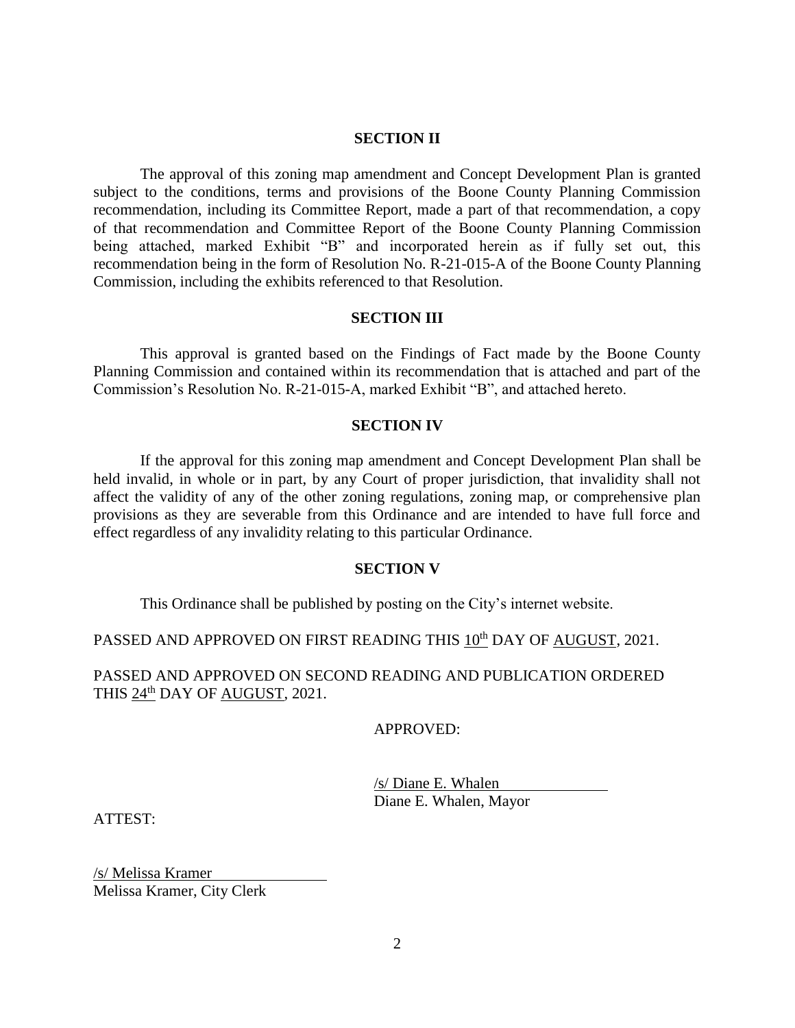## SECTION II

The approval of this zoning map amendment and Concept Development Plan is granted subject to the conditions, terms and provisions of the Boone County Planning Commission recommendation, including its Committee Report, made a part of that recommendation, a copy of that recommendation and Committee Report of the Boone County Planning Commission being attached, marked Exhibit "B" and incorporated herein as if fully set out, this recommendation being in the form of Resolution No. R-21-015-A of the Boone County Planning Commission, including the exhibits referenced to that Resolution.

## SECTION III

This approval is granted based on the Findings of Fact made by the Boone County Planning Commission and contained within its recommendation that is attached and part of the Commission's Resolution No. R-21-015-A, marked Exhibit "B", and attached hereto.

## SECTION IV

If the approval for this zoning map amendment and Concept Development Plan shall be held invalid, in whole or in part, by any Court of proper jurisdiction, that invalidity shall not affect the validity of any of the other zoning regulations, zoning map, or comprehensive plan provisions as they are severable from this Ordinance and are intended to have full force and effect regardless of any invalidity relating to this particular Ordinance.

## SECTION V

This Ordinance shall be published by posting on the City's internet website.

PASSED AND APPROVED ON FIRST READING THIS 10th DAY OF AUGUST, 2021.

PASSED AND APPROVED ON SECOND READING AND PUBLICATION ORDERED THIS 24th DAY OF AUGUST, 2021.

APPROVED:

/s/ Diane E. Whalen
Diane E. Whalen, Mayor

ATTEST:

/s/ Melissa Kramer
Melissa Kramer, City Clerk